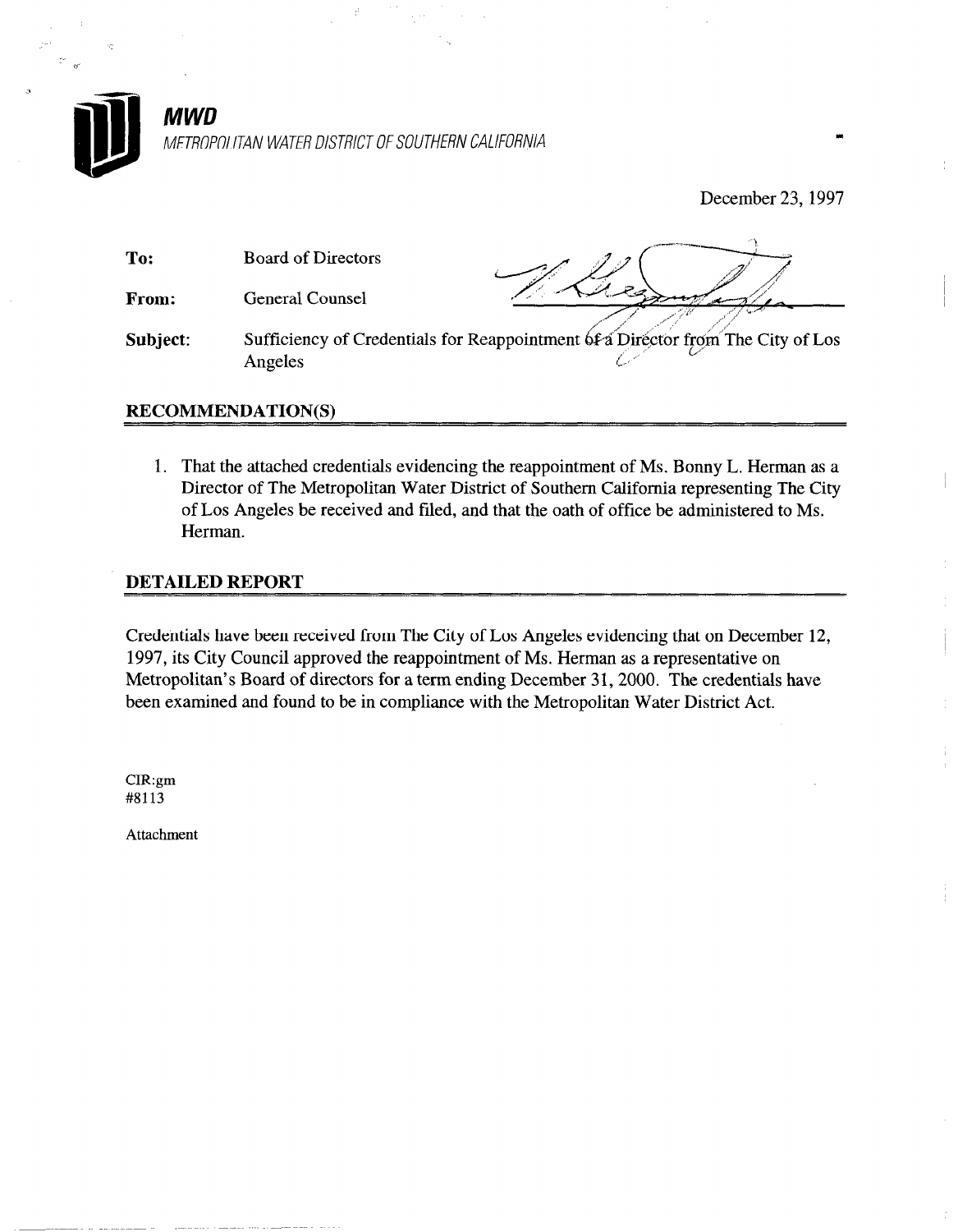**MWD**

METROPOLITAN WATER DISTRICT OF SOUTHERN CALIFORNIA

December 23, 1997

**To:** Board of Directors

**From:** General Counsel

**Subject:** Sufficiency of Credentials for Reappointment of a Director from The City of Los Angeles

## RECOMMENDATION(S)

1. That the attached credentials evidencing the reappointment of Ms. Bonny L. Herman as a Director of The Metropolitan Water District of Southern California representing The City of Los Angeles be received and filed, and that the oath of office be administered to Ms. Herman.

## DETAILED REPORT

Credentials have been received from The City of Los Angeles evidencing that on December 12, 1997, its City Council approved the reappointment of Ms. Herman as a representative on Metropolitan's Board of directors for a term ending December 31, 2000. The credentials have been examined and found to be in compliance with the Metropolitan Water District Act.

CIR:gm
#8113

Attachment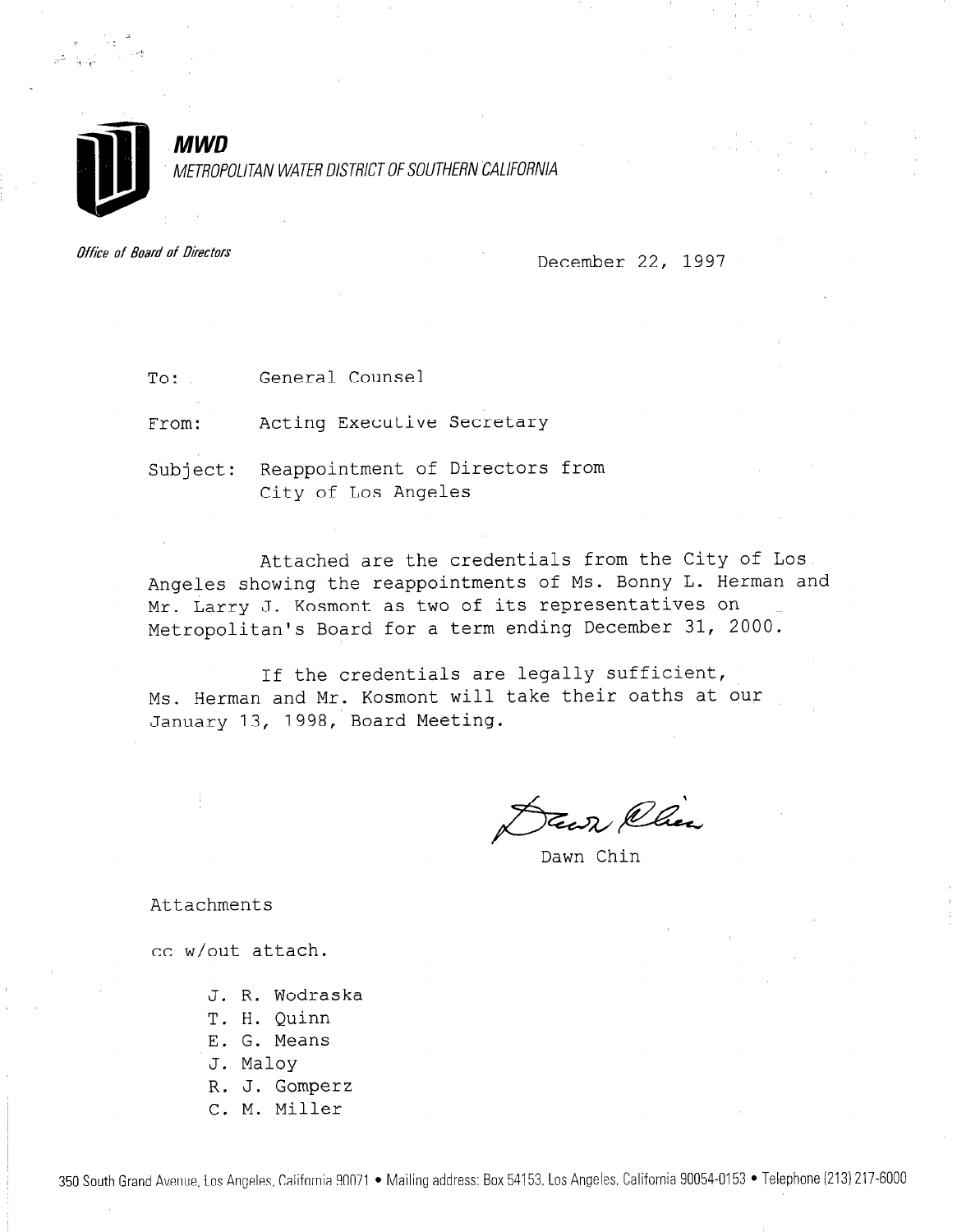**MWD**

*METROPOLITAN WATER DISTRICT OF SOUTHERN CALIFORNIA*

*Office of Board of Directors*

December 22, 1997

To: General Counsel

From: Acting Executive Secretary

Subject: Reappointment of Directors from City of Los Angeles

Attached are the credentials from the City of Los Angeles showing the reappointments of Ms. Bonny L. Herman and Mr. Larry J. Kosmont as two of its representatives on Metropolitan's Board for a term ending December 31, 2000.

If the credentials are legally sufficient, Ms. Herman and Mr. Kosmont will take their oaths at our January 13, 1998, Board Meeting.

Dawn Chin

Attachments

cc w/out attach.

J. R. Wodraska
T. H. Quinn
E. G. Means
J. Maloy
R. J. Gomperz
C. M. Miller

350 South Grand Avenue, Los Angeles, California 90071 • Mailing address: Box 54153, Los Angeles, California 90054-0153 • Telephone (213) 217-6000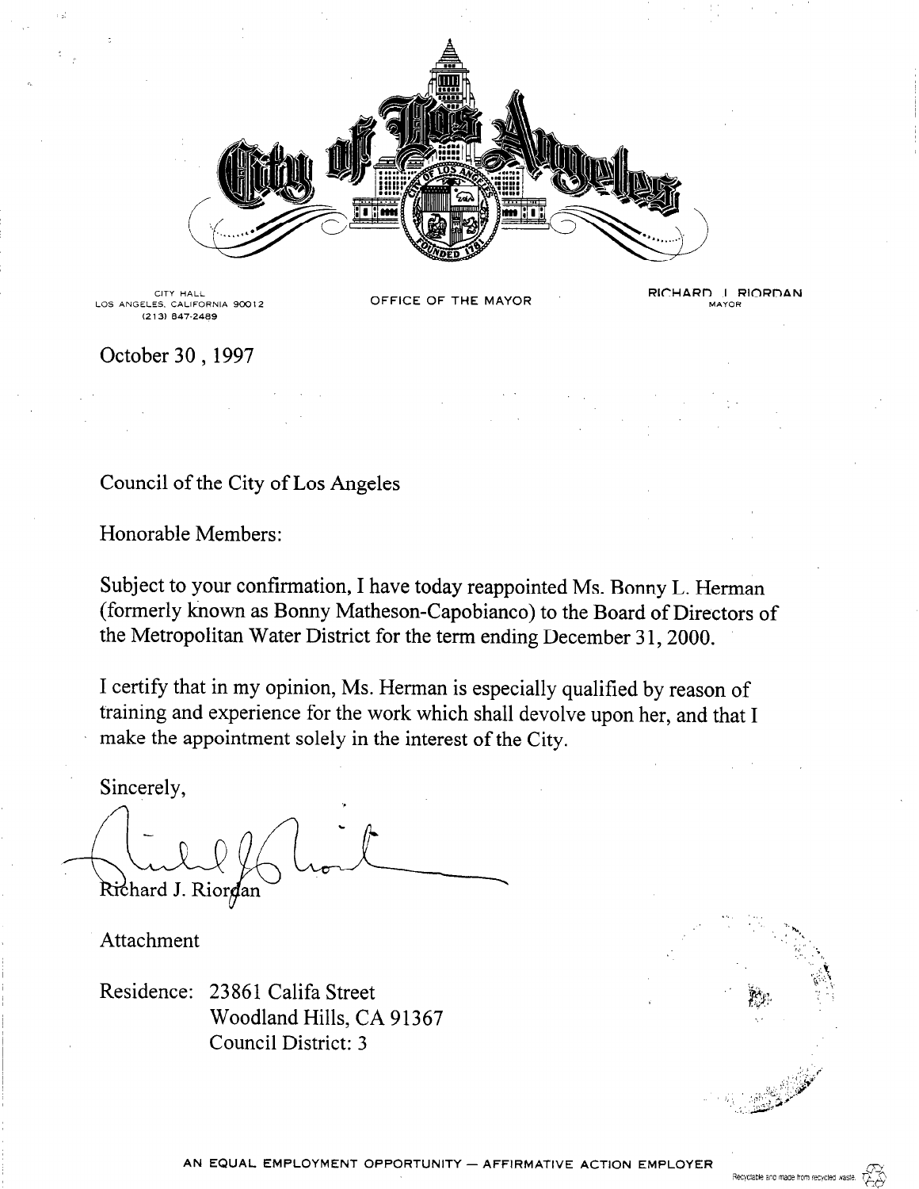CITY HALL
LOS ANGELES, CALIFORNIA 90012
(213) 847-2489

OFFICE OF THE MAYOR

RICHARD J. RIORDAN
MAYOR

October 30 , 1997

Council of the City of Los Angeles

Honorable Members:

Subject to your confirmation, I have today reappointed Ms. Bonny L. Herman (formerly known as Bonny Matheson-Capobianco) to the Board of Directors of the Metropolitan Water District for the term ending December 31, 2000.

I certify that in my opinion, Ms. Herman is especially qualified by reason of training and experience for the work which shall devolve upon her, and that I make the appointment solely in the interest of the City.

Sincerely,

Richard J. Riordan

Attachment

Residence: 23861 Califa Street
Woodland Hills, CA 91367
Council District: 3

AN EQUAL EMPLOYMENT OPPORTUNITY — AFFIRMATIVE ACTION EMPLOYER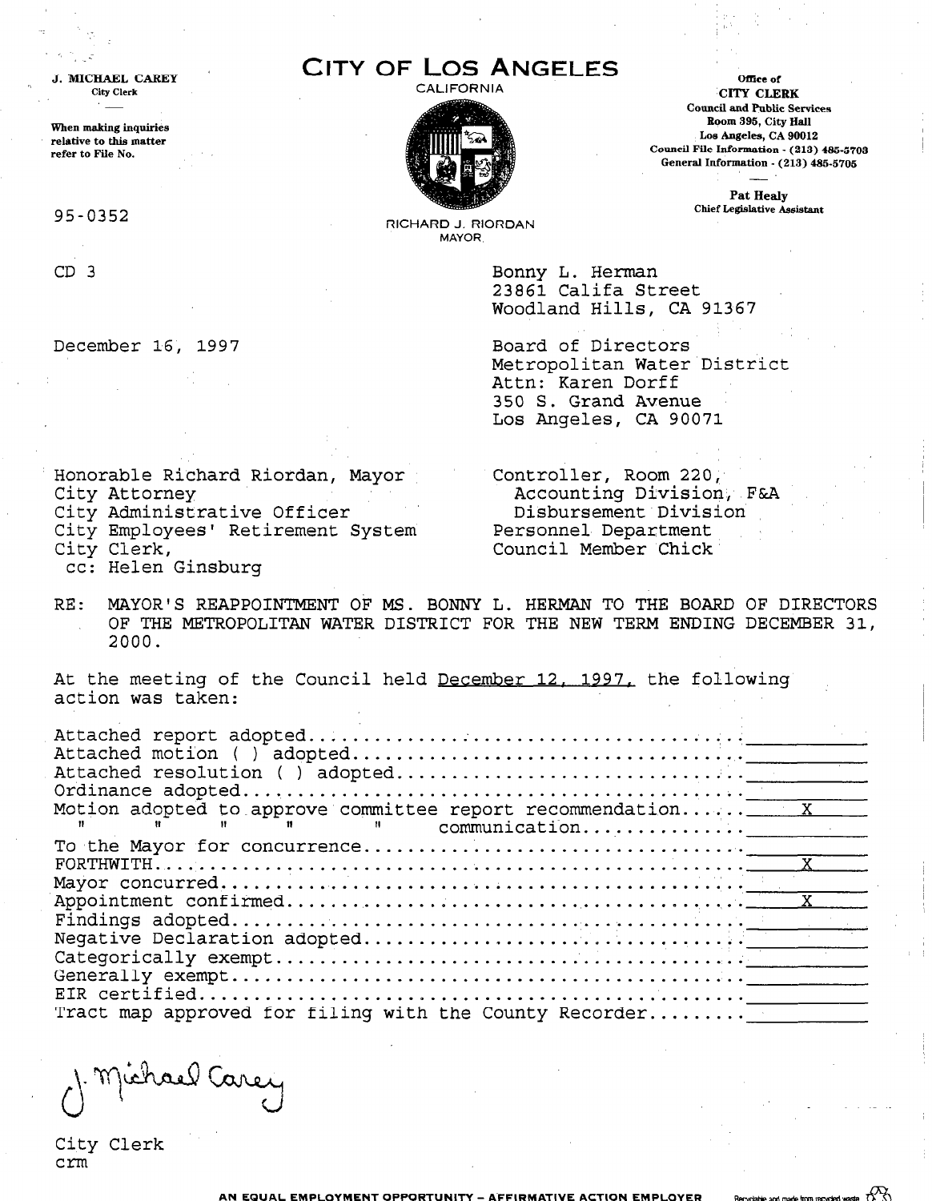J. MICHAEL CAREY
City Clerk

When making inquiries relative to this matter refer to File No.

# CITY OF LOS ANGELES

CALIFORNIA

RICHARD J. RIORDAN
MAYOR

Office of
**CITY CLERK**
Council and Public Services
Room 395, City Hall
Los Angeles, CA 90012
Council File Information - (213) 485-5703
General Information - (213) 485-5705

Pat Healy
Chief Legislative Assistant

95-0352

CD 3

December 16, 1997

Bonny L. Herman
23861 Califa Street
Woodland Hills, CA 91367

Board of Directors
Metropolitan Water District
Attn: Karen Dorff
350 S. Grand Avenue
Los Angeles, CA 90071

Honorable Richard Riordan, Mayor
City Attorney
City Administrative Officer
City Employees' Retirement System
City Clerk,
cc: Helen Ginsburg

Controller, Room 220,
Accounting Division, F&A
Disbursement Division
Personnel Department
Council Member Chick

RE: MAYOR'S REAPPOINTMENT OF MS. BONNY L. HERMAN TO THE BOARD OF DIRECTORS OF THE METROPOLITAN WATER DISTRICT FOR THE NEW TERM ENDING DECEMBER 31, 2000.

At the meeting of the Council held December 12, 1997, the following action was taken:

| Action | |
|---|---|
| Attached report adopted | |
| Attached motion ( ) adopted | |
| Attached resolution ( ) adopted | |
| Ordinance adopted | |
| Motion adopted to approve committee report recommendation | X |
| " " " " " communication | |
| To the Mayor for concurrence | |
| FORTHWITH | X |
| Mayor concurred | |
| Appointment confirmed | X |
| Findings adopted | |
| Negative Declaration adopted | |
| Categorically exempt | |
| Generally exempt | |
| EIR certified | |
| Tract map approved for filing with the County Recorder | |

J. Michael Carey

City Clerk
crm

AN EQUAL EMPLOYMENT OPPORTUNITY – AFFIRMATIVE ACTION EMPLOYER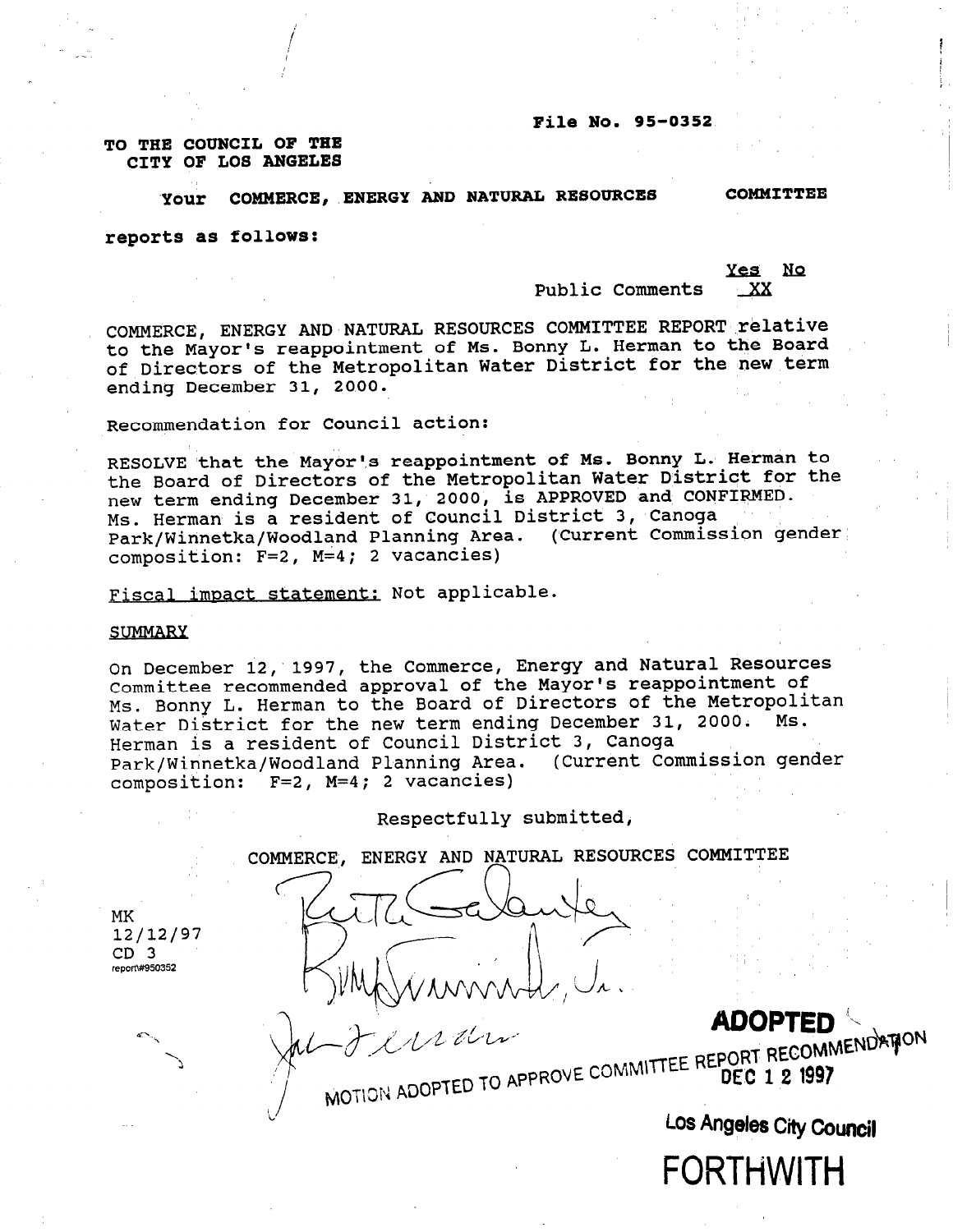File No. 95-0352

TO THE COUNCIL OF THE
CITY OF LOS ANGELES

Your COMMERCE, ENERGY AND NATURAL RESOURCES COMMITTEE

reports as follows:

| | Yes | No |
|---|---|---|
| Public Comments | | XX |

COMMERCE, ENERGY AND NATURAL RESOURCES COMMITTEE REPORT relative to the Mayor's reappointment of Ms. Bonny L. Herman to the Board of Directors of the Metropolitan Water District for the new term ending December 31, 2000.

Recommendation for Council action:

RESOLVE that the Mayor's reappointment of Ms. Bonny L. Herman to the Board of Directors of the Metropolitan Water District for the new term ending December 31, 2000, is APPROVED and CONFIRMED. Ms. Herman is a resident of Council District 3, Canoga Park/Winnetka/Woodland Planning Area. (Current Commission gender composition: F=2, M=4; 2 vacancies)

Fiscal impact statement: Not applicable.

SUMMARY

On December 12, 1997, the Commerce, Energy and Natural Resources Committee recommended approval of the Mayor's reappointment of Ms. Bonny L. Herman to the Board of Directors of the Metropolitan Water District for the new term ending December 31, 2000. Ms. Herman is a resident of Council District 3, Canoga Park/Winnetka/Woodland Planning Area. (Current Commission gender composition: F=2, M=4; 2 vacancies)

Respectfully submitted,

COMMERCE, ENERGY AND NATURAL RESOURCES COMMITTEE

MK
12/12/97
CD 3
report\#950352

**ADOPTED**
MOTION ADOPTED TO APPROVE COMMITTEE REPORT RECOMMENDATION
DEC 12 1997
Los Angeles City Council

**FORTHWITH**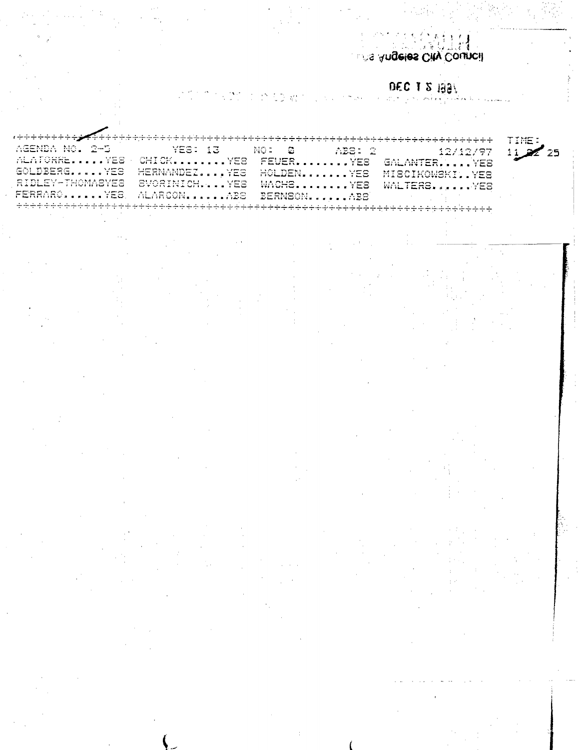Los Angeles City Council

DEC 1 2 1997

TIME: 11 02 25

```
++++++++++++++++++++++++++++++++++++++++++++++++++++++++++++++++++++++++++
AGENDA NO. 2-3         YES: 13      NO: 0        ABS: 2           12/12/97
ALATORRE.....YES  CHICK........YES  FEUER........YES  GALANTER.....YES
GOLDBERG.....YES  HERNANDEZ....YES  HOLDEN.......YES  MISCIKOWSKI..YES
RIDLEY-THOMASYES  SVORINICH....YES  WACHS........YES  WALTERS......YES
FERRARO......YES  ALARCON......ABS  BERNSON......ABS
++++++++++++++++++++++++++++++++++++++++++++++++++++++++++++++++++++++++++
```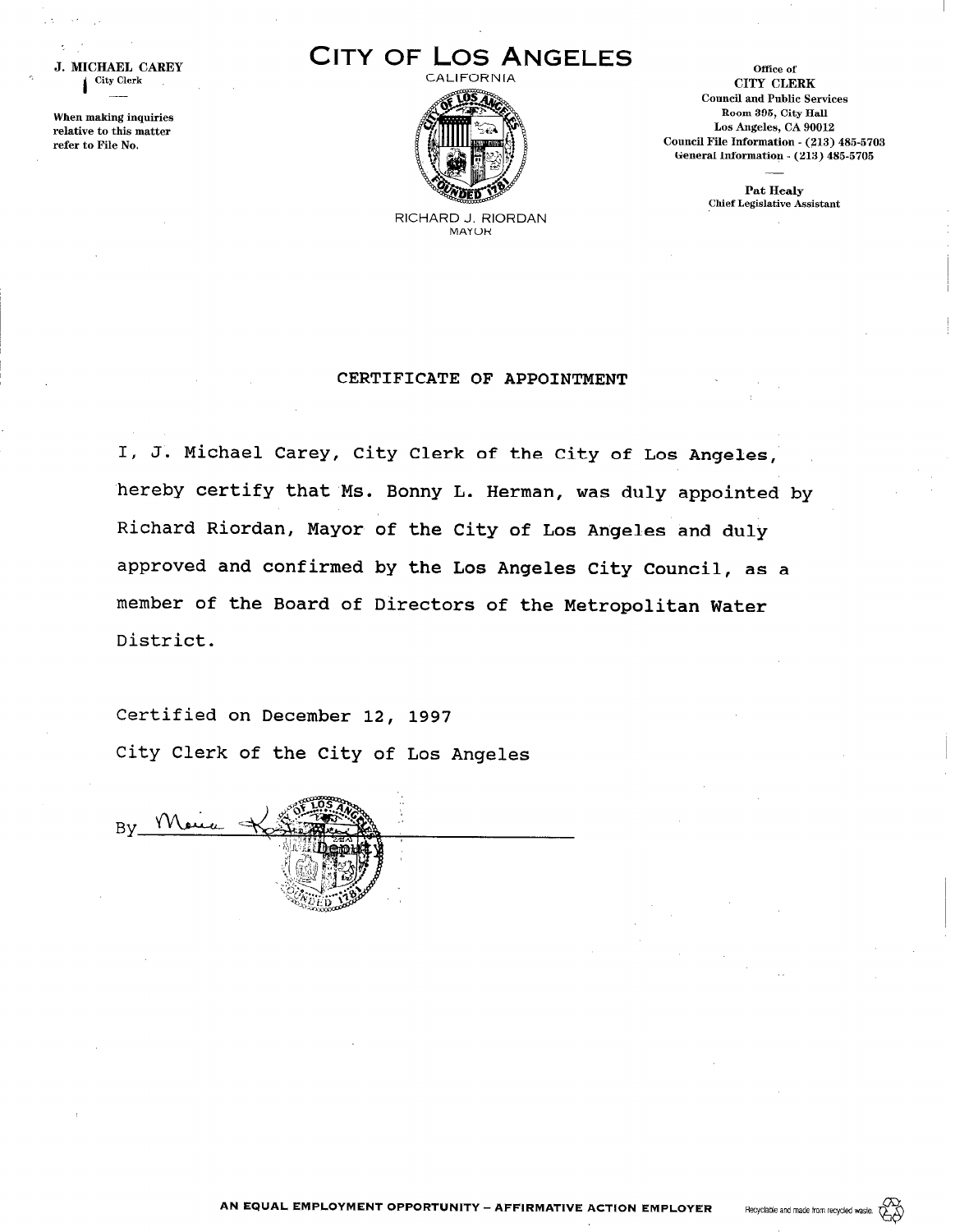J. MICHAEL CAREY
City Clerk

When making inquiries relative to this matter refer to File No.

# CITY OF LOS ANGELES

CALIFORNIA

RICHARD J. RIORDAN
MAYOR

Office of
CITY CLERK
Council and Public Services
Room 395, City Hall
Los Angeles, CA 90012
Council File Information - (213) 485-5703
General Information - (213) 485-5705

Pat Healy
Chief Legislative Assistant

## CERTIFICATE OF APPOINTMENT

I, J. Michael Carey, City Clerk of the City of Los Angeles, hereby certify that Ms. Bonny L. Herman, was duly appointed by Richard Riordan, Mayor of the City of Los Angeles and duly approved and confirmed by the Los Angeles City Council, as a member of the Board of Directors of the Metropolitan Water District.

Certified on December 12, 1997

City Clerk of the City of Los Angeles

By ___________________ Deputy

AN EQUAL EMPLOYMENT OPPORTUNITY – AFFIRMATIVE ACTION EMPLOYER

Recyclable and made from recycled waste.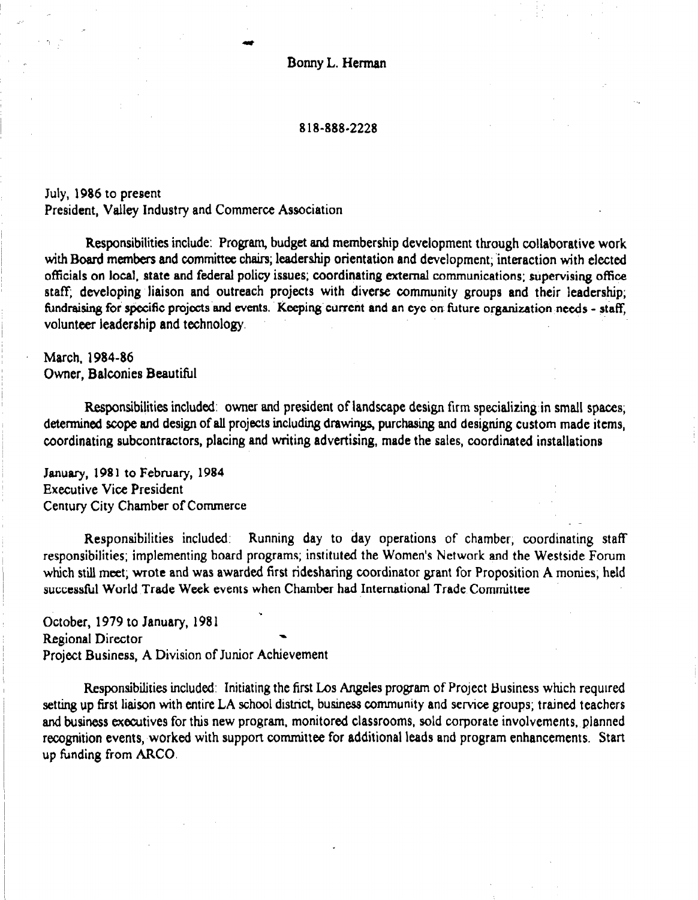Bonny L. Herman

818-888-2228

July, 1986 to present
President, Valley Industry and Commerce Association

Responsibilities include: Program, budget and membership development through collaborative work with Board members and committee chairs; leadership orientation and development; interaction with elected officials on local, state and federal policy issues; coordinating external communications; supervising office staff; developing liaison and outreach projects with diverse community groups and their leadership; fundraising for specific projects and events. Keeping current and an eye on future organization needs - staff, volunteer leadership and technology.

March, 1984-86
Owner, Balconies Beautiful

Responsibilities included: owner and president of landscape design firm specializing in small spaces; determined scope and design of all projects including drawings, purchasing and designing custom made items, coordinating subcontractors, placing and writing advertising, made the sales, coordinated installations

January, 1981 to February, 1984
Executive Vice President
Century City Chamber of Commerce

Responsibilities included: Running day to day operations of chamber, coordinating staff responsibilities; implementing board programs; instituted the Women's Network and the Westside Forum which still meet; wrote and was awarded first ridesharing coordinator grant for Proposition A monies; held successful World Trade Week events when Chamber had International Trade Committee

October, 1979 to January, 1981
Regional Director
Project Business, A Division of Junior Achievement

Responsibilities included: Initiating the first Los Angeles program of Project Business which required setting up first liaison with entire LA school district, business community and service groups; trained teachers and business executives for this new program, monitored classrooms, sold corporate involvements, planned recognition events, worked with support committee for additional leads and program enhancements. Start up funding from ARCO.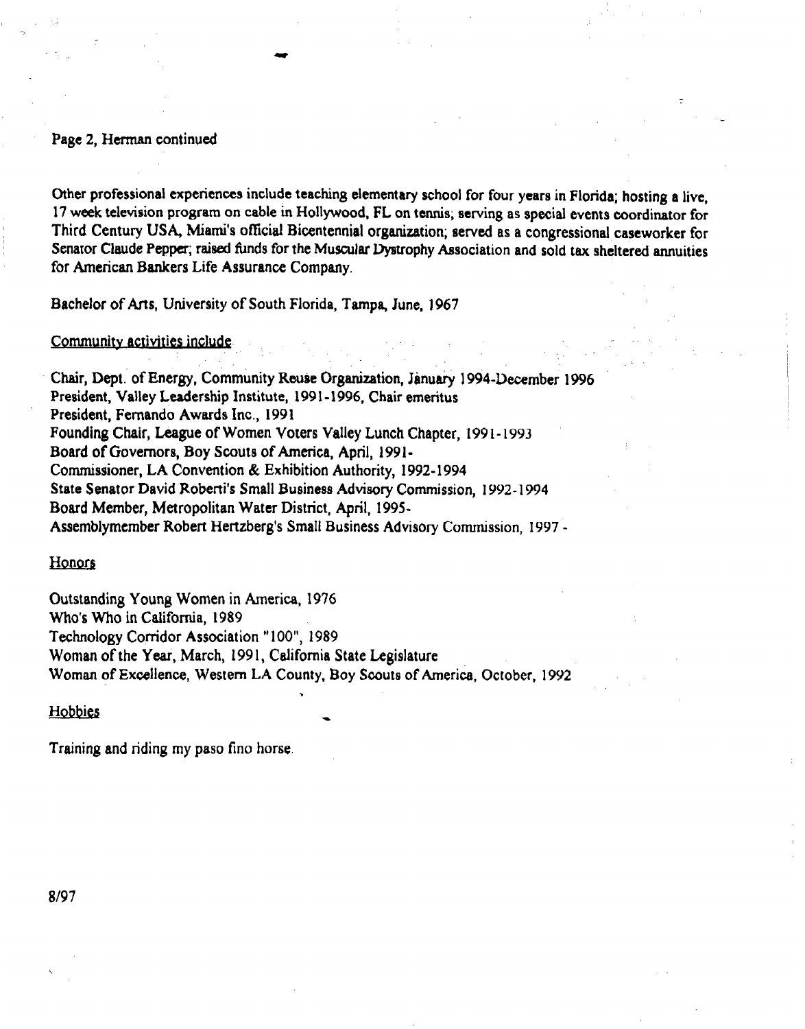Page 2, Herman continued

Other professional experiences include teaching elementary school for four years in Florida; hosting a live, 17 week television program on cable in Hollywood, FL on tennis; serving as special events coordinator for Third Century USA, Miami's official Bicentennial organization; served as a congressional caseworker for Senator Claude Pepper; raised funds for the Muscular Dystrophy Association and sold tax sheltered annuities for American Bankers Life Assurance Company.

Bachelor of Arts, University of South Florida, Tampa, June, 1967

Community activities include

Chair, Dept. of Energy, Community Reuse Organization, January 1994-December 1996
President, Valley Leadership Institute, 1991-1996, Chair emeritus
President, Fernando Awards Inc., 1991
Founding Chair, League of Women Voters Valley Lunch Chapter, 1991-1993
Board of Governors, Boy Scouts of America, April, 1991-
Commissioner, LA Convention & Exhibition Authority, 1992-1994
State Senator David Roberti's Small Business Advisory Commission, 1992-1994
Board Member, Metropolitan Water District, April, 1995-
Assemblymember Robert Hertzberg's Small Business Advisory Commission, 1997 -

Honors

Outstanding Young Women in America, 1976
Who's Who in California, 1989
Technology Corridor Association "100", 1989
Woman of the Year, March, 1991, California State Legislature
Woman of Excellence, Western LA County, Boy Scouts of America, October, 1992

Hobbies

Training and riding my paso fino horse.

8/97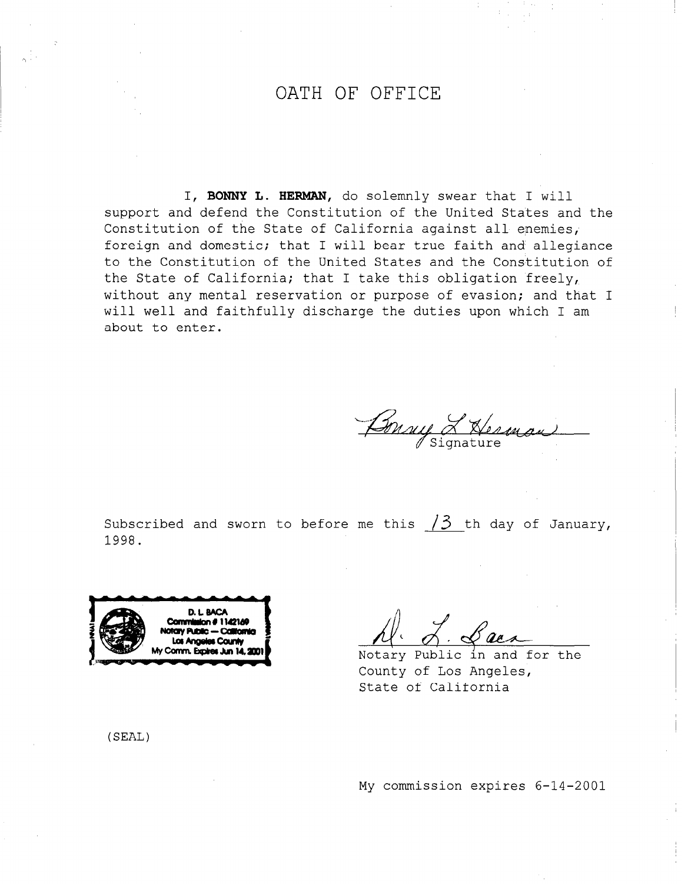# OATH OF OFFICE

I, **BONNY L. HERMAN**, do solemnly swear that I will support and defend the Constitution of the United States and the Constitution of the State of California against all enemies, foreign and domestic; that I will bear true faith and allegiance to the Constitution of the United States and the Constitution of the State of California; that I take this obligation freely, without any mental reservation or purpose of evasion; and that I will well and faithfully discharge the duties upon which I am about to enter.

Bonny L Herman
Signature

Subscribed and sworn to before me this 13 th day of January, 1998.

D. L. BACA
Commission # 1142169
Notary Public — California
Los Angeles County
My Comm. Expires Jun 14, 2001

D. L. Baca
Notary Public in and for the County of Los Angeles, State of California

(SEAL)

My commission expires 6-14-2001